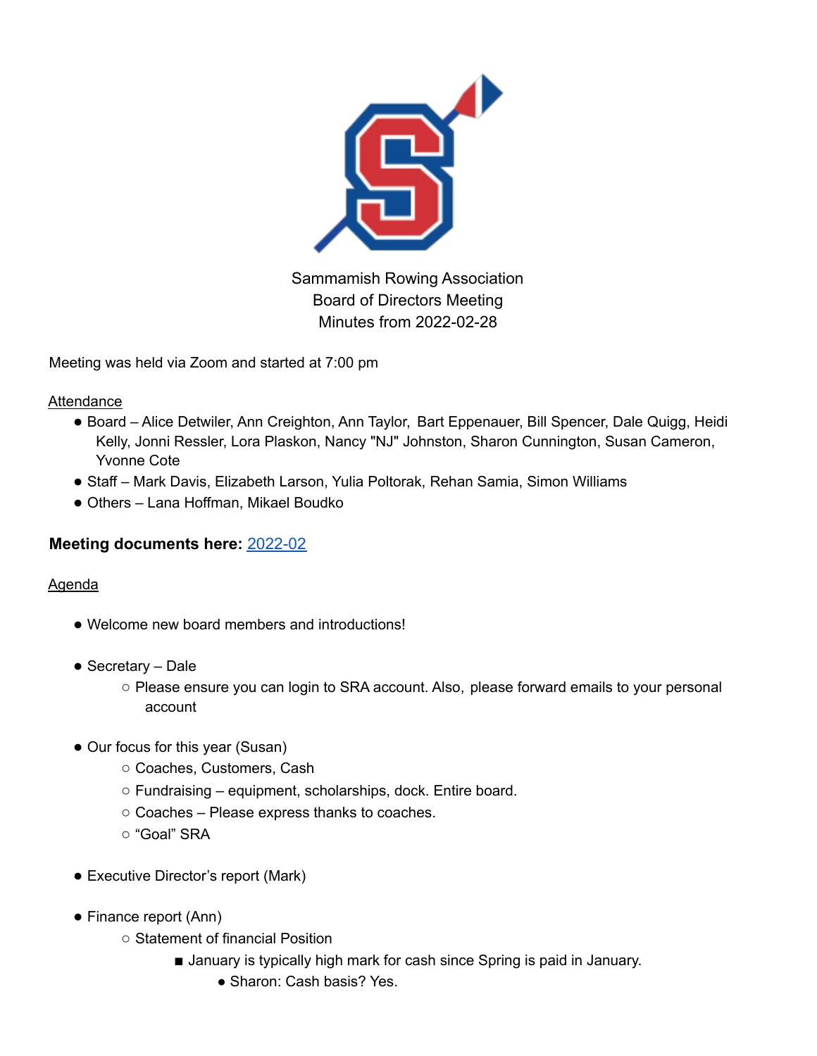Sammamish Rowing Association
Board of Directors Meeting
Minutes from 2022-02-28

Meeting was held via Zoom and started at 7:00 pm

Attendance

- Board – Alice Detwiler, Ann Creighton, Ann Taylor, Bart Eppenauer, Bill Spencer, Dale Quigg, Heidi Kelly, Jonni Ressler, Lora Plaskon, Nancy "NJ" Johnston, Sharon Cunnington, Susan Cameron, Yvonne Cote
- Staff – Mark Davis, Elizabeth Larson, Yulia Poltorak, Rehan Samia, Simon Williams
- Others – Lana Hoffman, Mikael Boudko

**Meeting documents here:** 2022-02

Agenda

- Welcome new board members and introductions!
- Secretary – Dale
  - Please ensure you can login to SRA account. Also, please forward emails to your personal account
- Our focus for this year (Susan)
  - Coaches, Customers, Cash
  - Fundraising – equipment, scholarships, dock. Entire board.
  - Coaches – Please express thanks to coaches.
  - "Goal" SRA
- Executive Director's report (Mark)
- Finance report (Ann)
  - Statement of financial Position
    - January is typically high mark for cash since Spring is paid in January.
      - Sharon: Cash basis? Yes.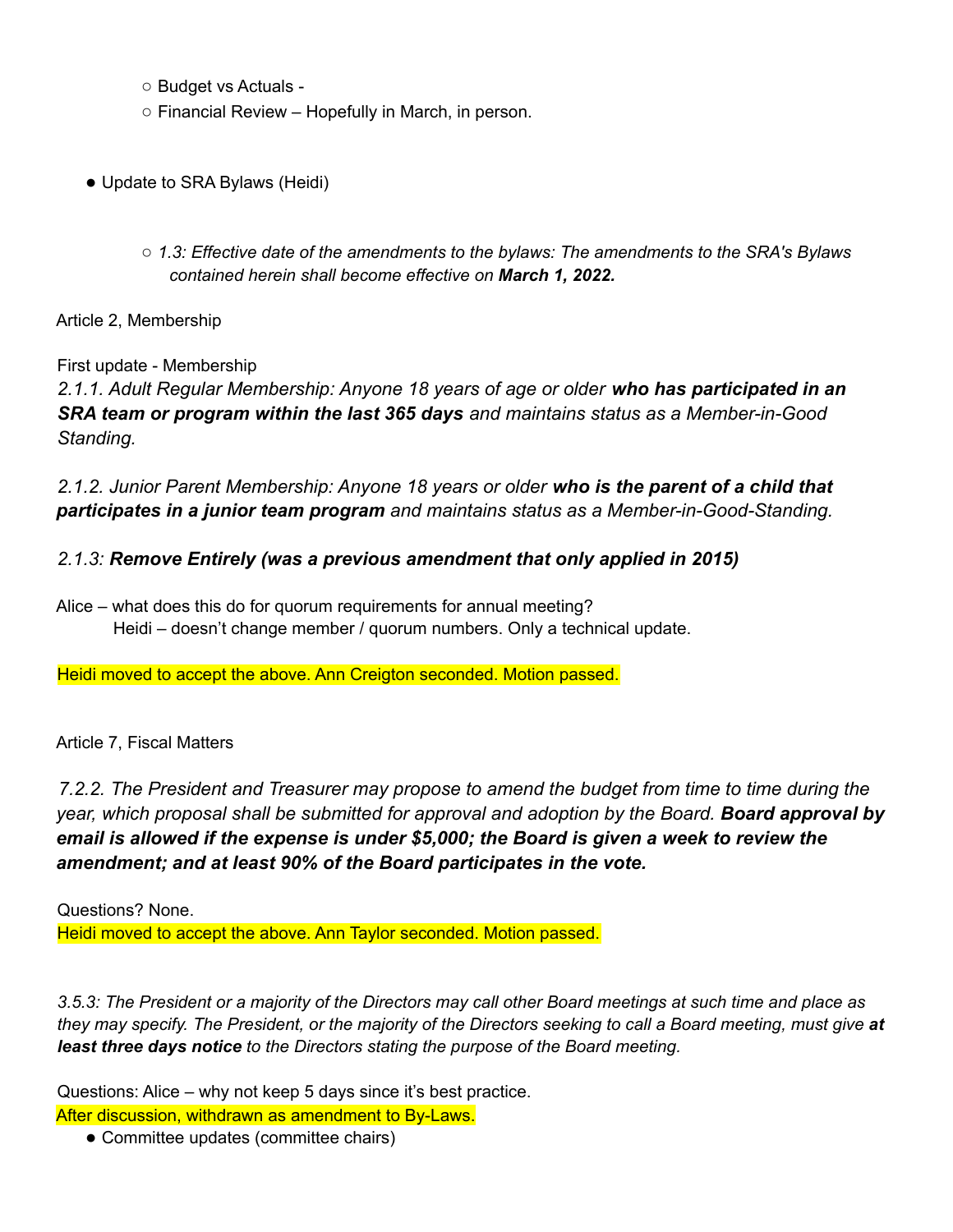- Budget vs Actuals -
- Financial Review – Hopefully in March, in person.

- Update to SRA Bylaws (Heidi)
  - *1.3: Effective date of the amendments to the bylaws: The amendments to the SRA's Bylaws contained herein shall become effective on **March 1, 2022.***

Article 2, Membership

First update - Membership

*2.1.1. Adult Regular Membership: Anyone 18 years of age or older **who has participated in an SRA team or program within the last 365 days** and maintains status as a Member-in-Good Standing.*

*2.1.2. Junior Parent Membership: Anyone 18 years or older **who is the parent of a child that participates in a junior team program** and maintains status as a Member-in-Good-Standing.*

*2.1.3: **Remove Entirely (was a previous amendment that only applied in 2015)***

Alice – what does this do for quorum requirements for annual meeting?
Heidi – doesn't change member / quorum numbers. Only a technical update.

Heidi moved to accept the above. Ann Creigton seconded. Motion passed.

Article 7, Fiscal Matters

*7.2.2. The President and Treasurer may propose to amend the budget from time to time during the year, which proposal shall be submitted for approval and adoption by the Board. **Board approval by email is allowed if the expense is under $5,000; the Board is given a week to review the amendment; and at least 90% of the Board participates in the vote.***

Questions? None.
Heidi moved to accept the above. Ann Taylor seconded. Motion passed.

*3.5.3: The President or a majority of the Directors may call other Board meetings at such time and place as they may specify. The President, or the majority of the Directors seeking to call a Board meeting, must give **at least three days notice** to the Directors stating the purpose of the Board meeting.*

Questions: Alice – why not keep 5 days since it's best practice.
After discussion, withdrawn as amendment to By-Laws.

- Committee updates (committee chairs)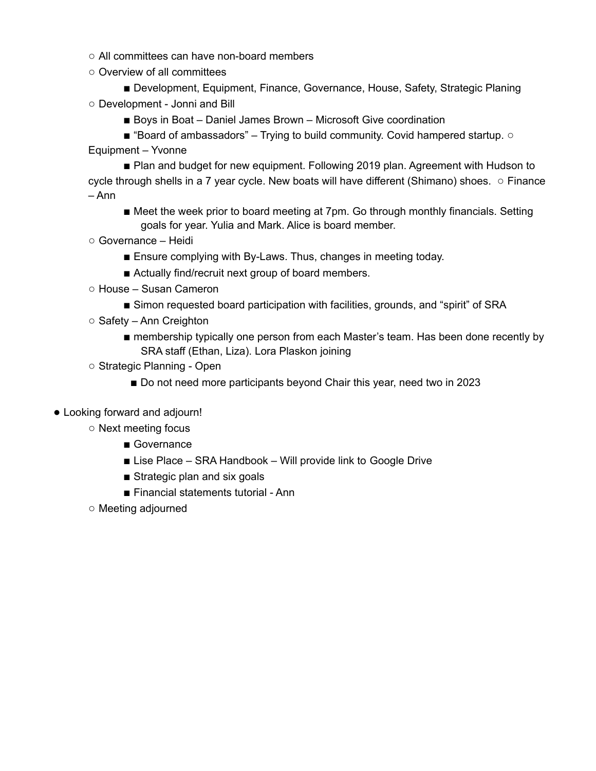- All committees can have non-board members
  - Overview of all committees
    - Development, Equipment, Finance, Governance, House, Safety, Strategic Planing
  - Development - Jonni and Bill
    - Boys in Boat – Daniel James Brown – Microsoft Give coordination
    - “Board of ambassadors” – Trying to build community. Covid hampered startup.
  - Equipment – Yvonne
    - Plan and budget for new equipment. Following 2019 plan. Agreement with Hudson to cycle through shells in a 7 year cycle. New boats will have different (Shimano) shoes.
  - Finance – Ann
    - Meet the week prior to board meeting at 7pm. Go through monthly financials. Setting goals for year. Yulia and Mark. Alice is board member.
  - Governance – Heidi
    - Ensure complying with By-Laws. Thus, changes in meeting today.
    - Actually find/recruit next group of board members.
  - House – Susan Cameron
    - Simon requested board participation with facilities, grounds, and “spirit” of SRA
  - Safety – Ann Creighton
    - membership typically one person from each Master’s team. Has been done recently by SRA staff (Ethan, Liza). Lora Plaskon joining
  - Strategic Planning - Open
    - Do not need more participants beyond Chair this year, need two in 2023

- Looking forward and adjourn!
  - Next meeting focus
    - Governance
    - Lise Place – SRA Handbook – Will provide link to Google Drive
    - Strategic plan and six goals
    - Financial statements tutorial - Ann
  - Meeting adjourned